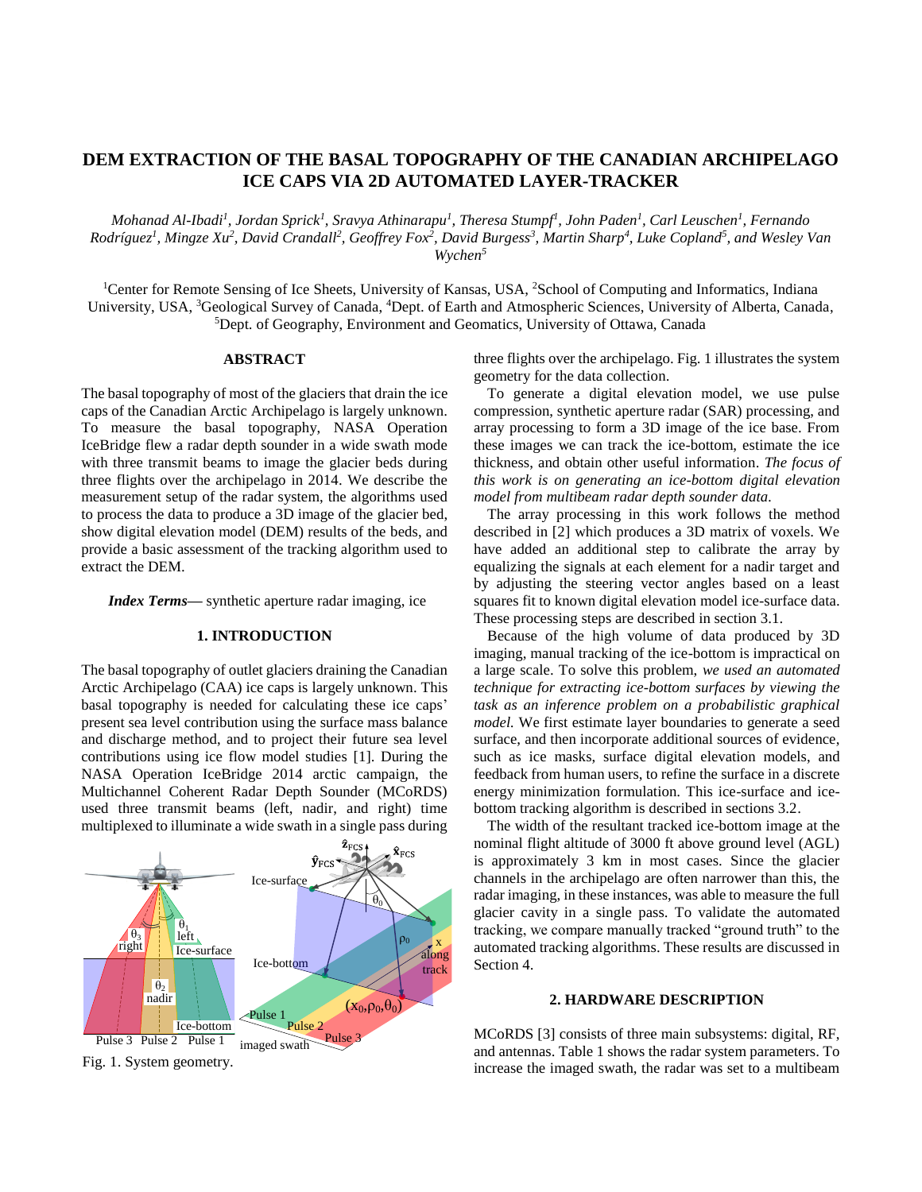# DEM EXTRACTION OF THE BASAL TOPOGRAPHY OF THE CANADIAN ARCHIPELAGO ICE CAPS VIA 2D AUTOMATED LAYER-TRACKER

*Mohanad Al-Ibadi[1], Jordan Sprick[1], Sravya Athinarapu[1], Theresa Stumpf[1], John Paden[1], Carl Leuschen[1], Fernando Rodríguez[1], Mingze Xu[2], David Crandall[2], Geoffrey Fox[2], David Burgess[3], Martin Sharp[4], Luke Copland[5], and Wesley Van Wychen[5]*

[1]Center for Remote Sensing of Ice Sheets, University of Kansas, USA, [2]School of Computing and Informatics, Indiana University, USA, [3]Geological Survey of Canada, [4]Dept. of Earth and Atmospheric Sciences, University of Alberta, Canada, [5]Dept. of Geography, Environment and Geomatics, University of Ottawa, Canada

## ABSTRACT

The basal topography of most of the glaciers that drain the ice caps of the Canadian Arctic Archipelago is largely unknown. To measure the basal topography, NASA Operation IceBridge flew a radar depth sounder in a wide swath mode with three transmit beams to image the glacier beds during three flights over the archipelago in 2014. We describe the measurement setup of the radar system, the algorithms used to process the data to produce a 3D image of the glacier bed, show digital elevation model (DEM) results of the beds, and provide a basic assessment of the tracking algorithm used to extract the DEM.

***Index Terms*—** synthetic aperture radar imaging, ice

## 1. INTRODUCTION

The basal topography of outlet glaciers draining the Canadian Arctic Archipelago (CAA) ice caps is largely unknown. This basal topography is needed for calculating these ice caps' present sea level contribution using the surface mass balance and discharge method, and to project their future sea level contributions using ice flow model studies [1]. During the NASA Operation IceBridge 2014 arctic campaign, the Multichannel Coherent Radar Depth Sounder (MCoRDS) used three transmit beams (left, nadir, and right) time multiplexed to illuminate a wide swath in a single pass during three flights over the archipelago. Fig. 1 illustrates the system geometry for the data collection.

Fig. 1. System geometry.

To generate a digital elevation model, we use pulse compression, synthetic aperture radar (SAR) processing, and array processing to form a 3D image of the ice base. From these images we can track the ice-bottom, estimate the ice thickness, and obtain other useful information. *The focus of this work is on generating an ice-bottom digital elevation model from multibeam radar depth sounder data.*

The array processing in this work follows the method described in [2] which produces a 3D matrix of voxels. We have added an additional step to calibrate the array by equalizing the signals at each element for a nadir target and by adjusting the steering vector angles based on a least squares fit to known digital elevation model ice-surface data. These processing steps are described in section 3.1.

Because of the high volume of data produced by 3D imaging, manual tracking of the ice-bottom is impractical on a large scale. To solve this problem, *we used an automated technique for extracting ice-bottom surfaces by viewing the task as an inference problem on a probabilistic graphical model.* We first estimate layer boundaries to generate a seed surface, and then incorporate additional sources of evidence, such as ice masks, surface digital elevation models, and feedback from human users, to refine the surface in a discrete energy minimization formulation. This ice-surface and ice-bottom tracking algorithm is described in sections 3.2.

The width of the resultant tracked ice-bottom image at the nominal flight altitude of 3000 ft above ground level (AGL) is approximately 3 km in most cases. Since the glacier channels in the archipelago are often narrower than this, the radar imaging, in these instances, was able to measure the full glacier cavity in a single pass. To validate the automated tracking, we compare manually tracked "ground truth" to the automated tracking algorithms. These results are discussed in Section 4.

## 2. HARDWARE DESCRIPTION

MCoRDS [3] consists of three main subsystems: digital, RF, and antennas. Table 1 shows the radar system parameters. To increase the imaged swath, the radar was set to a multibeam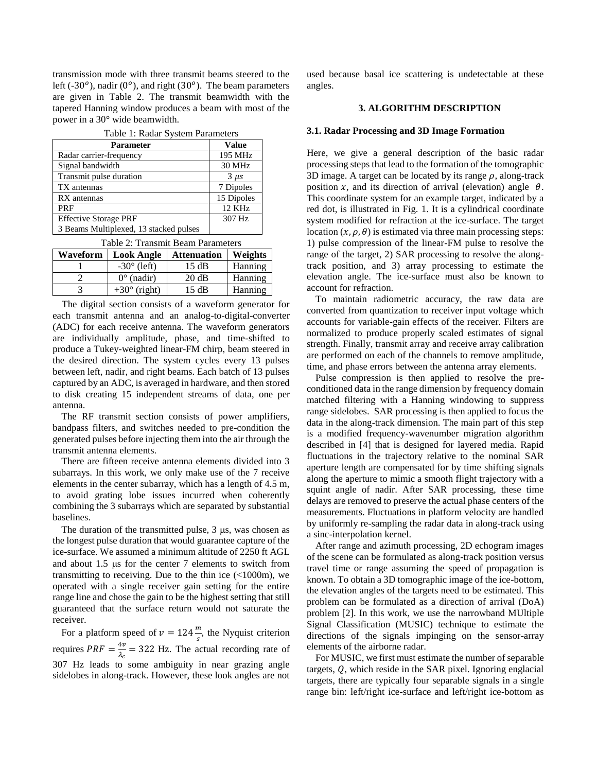transmission mode with three transmit beams steered to the left (-30$^o$), nadir (0$^o$), and right (30$^o$). The beam parameters are given in Table 2. The transmit beamwidth with the tapered Hanning window produces a beam with most of the power in a 30° wide beamwidth.

Table 1: Radar System Parameters

| Parameter | Value |
|---|---|
| Radar carrier-frequency | 195 MHz |
| Signal bandwidth | 30 MHz |
| Transmit pulse duration | 3 $\mu s$ |
| TX antennas | 7 Dipoles |
| RX antennas | 15 Dipoles |
| PRF | 12 KHz |
| Effective Storage PRF<br>3 Beams Multiplexed, 13 stacked pulses | 307 Hz |

Table 2: Transmit Beam Parameters

| Waveform | Look Angle | Attenuation | Weights |
|---|---|---|---|
| 1 | -30° (left) | 15 dB | Hanning |
| 2 | 0° (nadir) | 20 dB | Hanning |
| 3 | +30° (right) | 15 dB | Hanning |

The digital section consists of a waveform generator for each transmit antenna and an analog-to-digital-converter (ADC) for each receive antenna. The waveform generators are individually amplitude, phase, and time-shifted to produce a Tukey-weighted linear-FM chirp, beam steered in the desired direction. The system cycles every 13 pulses between left, nadir, and right beams. Each batch of 13 pulses captured by an ADC, is averaged in hardware, and then stored to disk creating 15 independent streams of data, one per antenna.

The RF transmit section consists of power amplifiers, bandpass filters, and switches needed to pre-condition the generated pulses before injecting them into the air through the transmit antenna elements.

There are fifteen receive antenna elements divided into 3 subarrays. In this work, we only make use of the 7 receive elements in the center subarray, which has a length of 4.5 m, to avoid grating lobe issues incurred when coherently combining the 3 subarrays which are separated by substantial baselines.

The duration of the transmitted pulse, 3 μs, was chosen as the longest pulse duration that would guarantee capture of the ice-surface. We assumed a minimum altitude of 2250 ft AGL and about 1.5 μs for the center 7 elements to switch from transmitting to receiving. Due to the thin ice (<1000m), we operated with a single receiver gain setting for the entire range line and chose the gain to be the highest setting that still guaranteed that the surface return would not saturate the receiver.

For a platform speed of $v = 124\frac{m}{s}$, the Nyquist criterion requires $PRF = \frac{4v}{\lambda_c} = 322$ Hz. The actual recording rate of 307 Hz leads to some ambiguity in near grazing angle sidelobes in along-track. However, these look angles are not used because basal ice scattering is undetectable at these angles.

## 3. ALGORITHM DESCRIPTION

### 3.1. Radar Processing and 3D Image Formation

Here, we give a general description of the basic radar processing steps that lead to the formation of the tomographic 3D image. A target can be located by its range $\rho$, along-track position $x$, and its direction of arrival (elevation) angle $\theta$. This coordinate system for an example target, indicated by a red dot, is illustrated in Fig. 1. It is a cylindrical coordinate system modified for refraction at the ice-surface. The target location $(x, \rho, \theta)$ is estimated via three main processing steps: 1) pulse compression of the linear-FM pulse to resolve the range of the target, 2) SAR processing to resolve the along-track position, and 3) array processing to estimate the elevation angle. The ice-surface must also be known to account for refraction.

To maintain radiometric accuracy, the raw data are converted from quantization to receiver input voltage which accounts for variable-gain effects of the receiver. Filters are normalized to produce properly scaled estimates of signal strength. Finally, transmit array and receive array calibration are performed on each of the channels to remove amplitude, time, and phase errors between the antenna array elements.

Pulse compression is then applied to resolve the pre-conditioned data in the range dimension by frequency domain matched filtering with a Hanning windowing to suppress range sidelobes. SAR processing is then applied to focus the data in the along-track dimension. The main part of this step is a modified frequency-wavenumber migration algorithm described in [4] that is designed for layered media. Rapid fluctuations in the trajectory relative to the nominal SAR aperture length are compensated for by time shifting signals along the aperture to mimic a smooth flight trajectory with a squint angle of nadir. After SAR processing, these time delays are removed to preserve the actual phase centers of the measurements. Fluctuations in platform velocity are handled by uniformly re-sampling the radar data in along-track using a sinc-interpolation kernel.

After range and azimuth processing, 2D echogram images of the scene can be formulated as along-track position versus travel time or range assuming the speed of propagation is known. To obtain a 3D tomographic image of the ice-bottom, the elevation angles of the targets need to be estimated. This problem can be formulated as a direction of arrival (DoA) problem [2]. In this work, we use the narrowband MUltiple Signal Classification (MUSIC) technique to estimate the directions of the signals impinging on the sensor-array elements of the airborne radar.

For MUSIC, we first must estimate the number of separable targets, $Q$, which reside in the SAR pixel. Ignoring englacial targets, there are typically four separable signals in a single range bin: left/right ice-surface and left/right ice-bottom as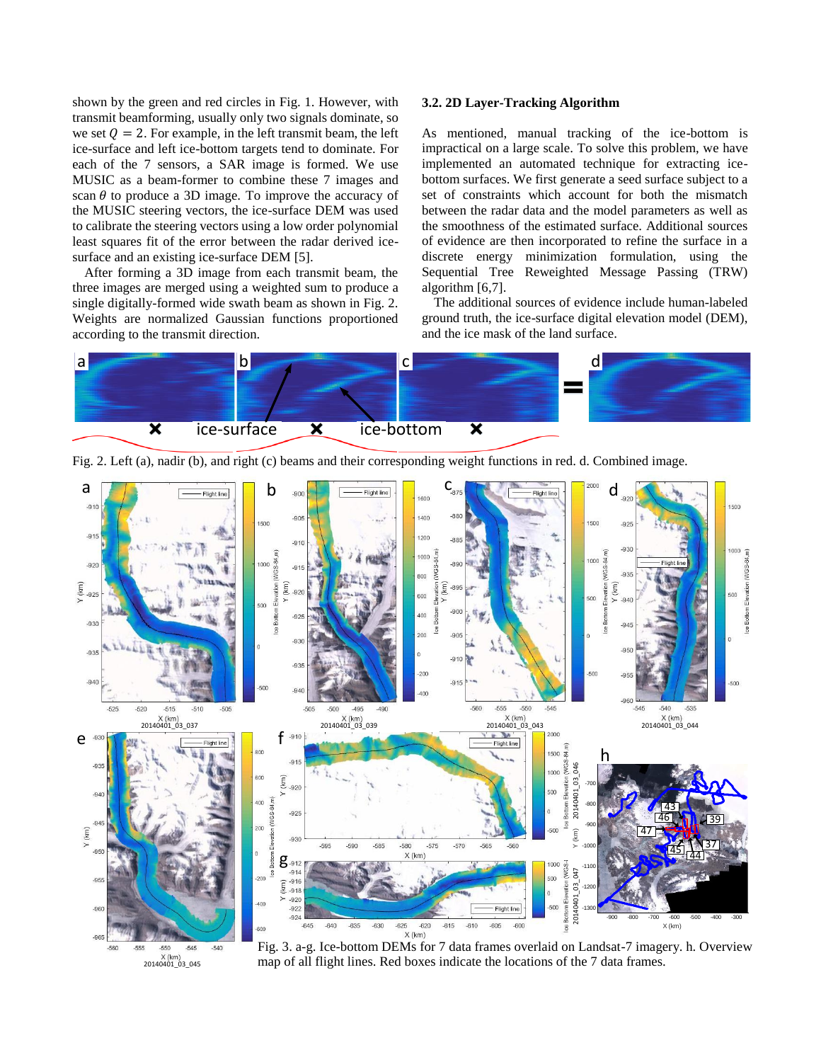shown by the green and red circles in Fig. 1. However, with transmit beamforming, usually only two signals dominate, so we set $Q = 2$. For example, in the left transmit beam, the left ice-surface and left ice-bottom targets tend to dominate. For each of the 7 sensors, a SAR image is formed. We use MUSIC as a beam-former to combine these 7 images and scan $\theta$ to produce a 3D image. To improve the accuracy of the MUSIC steering vectors, the ice-surface DEM was used to calibrate the steering vectors using a low order polynomial least squares fit of the error between the radar derived ice-surface and an existing ice-surface DEM [5].

After forming a 3D image from each transmit beam, the three images are merged using a weighted sum to produce a single digitally-formed wide swath beam as shown in Fig. 2. Weights are normalized Gaussian functions proportioned according to the transmit direction.

### 3.2. 2D Layer-Tracking Algorithm

As mentioned, manual tracking of the ice-bottom is impractical on a large scale. To solve this problem, we have implemented an automated technique for extracting ice-bottom surfaces. We first generate a seed surface subject to a set of constraints which account for both the mismatch between the radar data and the model parameters as well as the smoothness of the estimated surface. Additional sources of evidence are then incorporated to refine the surface in a discrete energy minimization formulation, using the Sequential Tree Reweighted Message Passing (TRW) algorithm [6,7].

The additional sources of evidence include human-labeled ground truth, the ice-surface digital elevation model (DEM), and the ice mask of the land surface.

Fig. 2. Left (a), nadir (b), and right (c) beams and their corresponding weight functions in red. d. Combined image.

Fig. 3. a-g. Ice-bottom DEMs for 7 data frames overlaid on Landsat-7 imagery. h. Overview map of all flight lines. Red boxes indicate the locations of the 7 data frames.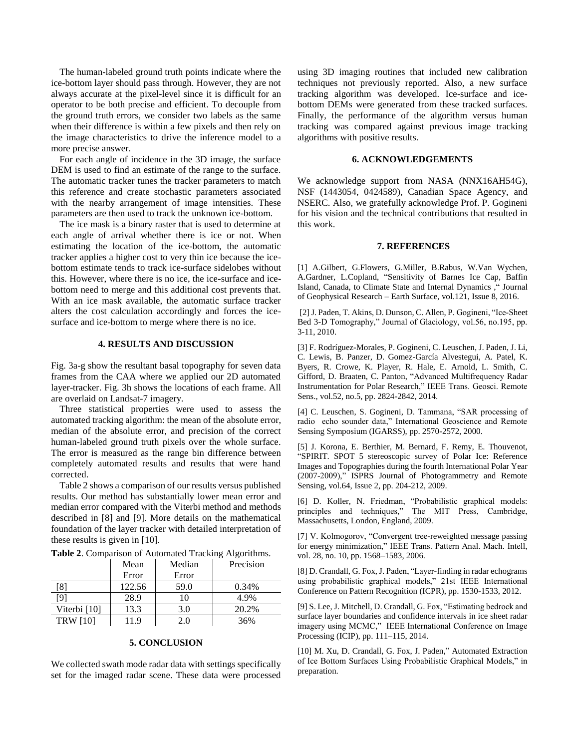The human-labeled ground truth points indicate where the ice-bottom layer should pass through. However, they are not always accurate at the pixel-level since it is difficult for an operator to be both precise and efficient. To decouple from the ground truth errors, we consider two labels as the same when their difference is within a few pixels and then rely on the image characteristics to drive the inference model to a more precise answer.

For each angle of incidence in the 3D image, the surface DEM is used to find an estimate of the range to the surface. The automatic tracker tunes the tracker parameters to match this reference and create stochastic parameters associated with the nearby arrangement of image intensities. These parameters are then used to track the unknown ice-bottom.

The ice mask is a binary raster that is used to determine at each angle of arrival whether there is ice or not. When estimating the location of the ice-bottom, the automatic tracker applies a higher cost to very thin ice because the ice-bottom estimate tends to track ice-surface sidelobes without this. However, where there is no ice, the ice-surface and ice-bottom need to merge and this additional cost prevents that. With an ice mask available, the automatic surface tracker alters the cost calculation accordingly and forces the ice-surface and ice-bottom to merge where there is no ice.

## 4. RESULTS AND DISCUSSION

Fig. 3a-g show the resultant basal topography for seven data frames from the CAA where we applied our 2D automated layer-tracker. Fig. 3h shows the locations of each frame. All are overlaid on Landsat-7 imagery.

Three statistical properties were used to assess the automated tracking algorithm: the mean of the absolute error, median of the absolute error, and precision of the correct human-labeled ground truth pixels over the whole surface. The error is measured as the range bin difference between completely automated results and results that were hand corrected.

Table 2 shows a comparison of our results versus published results. Our method has substantially lower mean error and median error compared with the Viterbi method and methods described in [8] and [9]. More details on the mathematical foundation of the layer tracker with detailed interpretation of these results is given in [10].

**Table 2**. Comparison of Automated Tracking Algorithms.

| | Mean Error | Median Error | Precision |
|---|---|---|---|
| [8] | 122.56 | 59.0 | 0.34% |
| [9] | 28.9 | 10 | 4.9% |
| Viterbi [10] | 13.3 | 3.0 | 20.2% |
| TRW [10] | 11.9 | 2.0 | 36% |

## 5. CONCLUSION

We collected swath mode radar data with settings specifically set for the imaged radar scene. These data were processed using 3D imaging routines that included new calibration techniques not previously reported. Also, a new surface tracking algorithm was developed. Ice-surface and ice-bottom DEMs were generated from these tracked surfaces. Finally, the performance of the algorithm versus human tracking was compared against previous image tracking algorithms with positive results.

## 6. ACKNOWLEDGEMENTS

We acknowledge support from NASA (NNX16AH54G), NSF (1443054, 0424589), Canadian Space Agency, and NSERC. Also, we gratefully acknowledge Prof. P. Gogineni for his vision and the technical contributions that resulted in this work.

## 7. REFERENCES

[1] A.Gilbert, G.Flowers, G.Miller, B.Rabus, W.Van Wychen, A.Gardner, L.Copland, "Sensitivity of Barnes Ice Cap, Baffin Island, Canada, to Climate State and Internal Dynamics ," Journal of Geophysical Research – Earth Surface, vol.121, Issue 8, 2016.

[2] J. Paden, T. Akins, D. Dunson, C. Allen, P. Gogineni, "Ice-Sheet Bed 3-D Tomography," Journal of Glaciology, vol.56, no.195, pp. 3-11, 2010.

[3] F. Rodríguez-Morales, P. Gogineni, C. Leuschen, J. Paden, J. Li, C. Lewis, B. Panzer, D. Gomez-García Alvestegui, A. Patel, K. Byers, R. Crowe, K. Player, R. Hale, E. Arnold, L. Smith, C. Gifford, D. Braaten, C. Panton, "Advanced Multifrequency Radar Instrumentation for Polar Research," IEEE Trans. Geosci. Remote Sens., vol.52, no.5, pp. 2824-2842, 2014.

[4] C. Leuschen, S. Gogineni, D. Tammana, "SAR processing of radio echo sounder data," International Geoscience and Remote Sensing Symposium (IGARSS), pp. 2570-2572, 2000.

[5] J. Korona, E. Berthier, M. Bernard, F. Remy, E. Thouvenot, "SPIRIT. SPOT 5 stereoscopic survey of Polar Ice: Reference Images and Topographies during the fourth International Polar Year (2007-2009)," ISPRS Journal of Photogrammetry and Remote Sensing, vol.64, Issue 2, pp. 204-212, 2009.

[6] D. Koller, N. Friedman, "Probabilistic graphical models: principles and techniques," The MIT Press, Cambridge, Massachusetts, London, England, 2009.

[7] V. Kolmogorov, "Convergent tree-reweighted message passing for energy minimization," IEEE Trans. Pattern Anal. Mach. Intell, vol. 28, no. 10, pp. 1568–1583, 2006.

[8] D. Crandall, G. Fox, J. Paden, "Layer-finding in radar echograms using probabilistic graphical models," 21st IEEE International Conference on Pattern Recognition (ICPR), pp. 1530-1533, 2012.

[9] S. Lee, J. Mitchell, D. Crandall, G. Fox, "Estimating bedrock and surface layer boundaries and confidence intervals in ice sheet radar imagery using MCMC," IEEE International Conference on Image Processing (ICIP), pp. 111–115, 2014.

[10] M. Xu, D. Crandall, G. Fox, J. Paden," Automated Extraction of Ice Bottom Surfaces Using Probabilistic Graphical Models," in preparation.